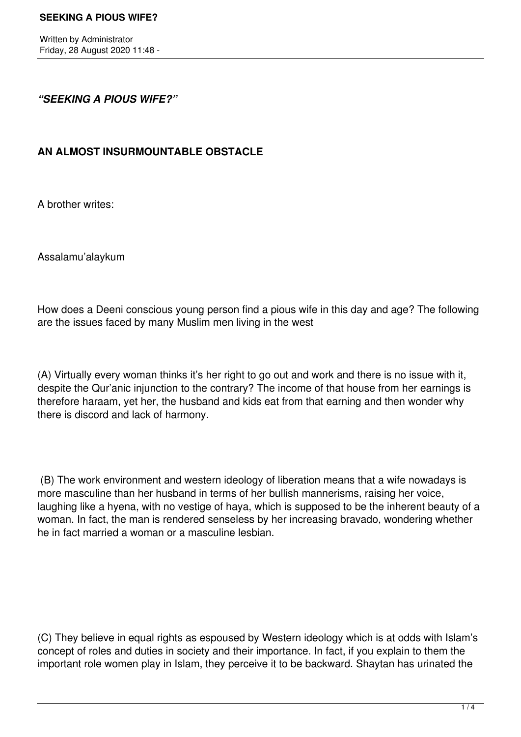***"SEEKING A PIOUS WIFE?"***

**AN ALMOST INSURMOUNTABLE OBSTACLE**

A brother writes:

Assalamu'alaykum

How does a Deeni conscious young person find a pious wife in this day and age? The following are the issues faced by many Muslim men living in the west

(A) Virtually every woman thinks it's her right to go out and work and there is no issue with it, despite the Qur'anic injunction to the contrary? The income of that house from her earnings is therefore haraam, yet her, the husband and kids eat from that earning and then wonder why there is discord and lack of harmony.

(B) The work environment and western ideology of liberation means that a wife nowadays is more masculine than her husband in terms of her bullish mannerisms, raising her voice, laughing like a hyena, with no vestige of haya, which is supposed to be the inherent beauty of a woman. In fact, the man is rendered senseless by her increasing bravado, wondering whether he in fact married a woman or a masculine lesbian.

(C) They believe in equal rights as espoused by Western ideology which is at odds with Islam's concept of roles and duties in society and their importance. In fact, if you explain to them the important role women play in Islam, they perceive it to be backward. Shaytan has urinated the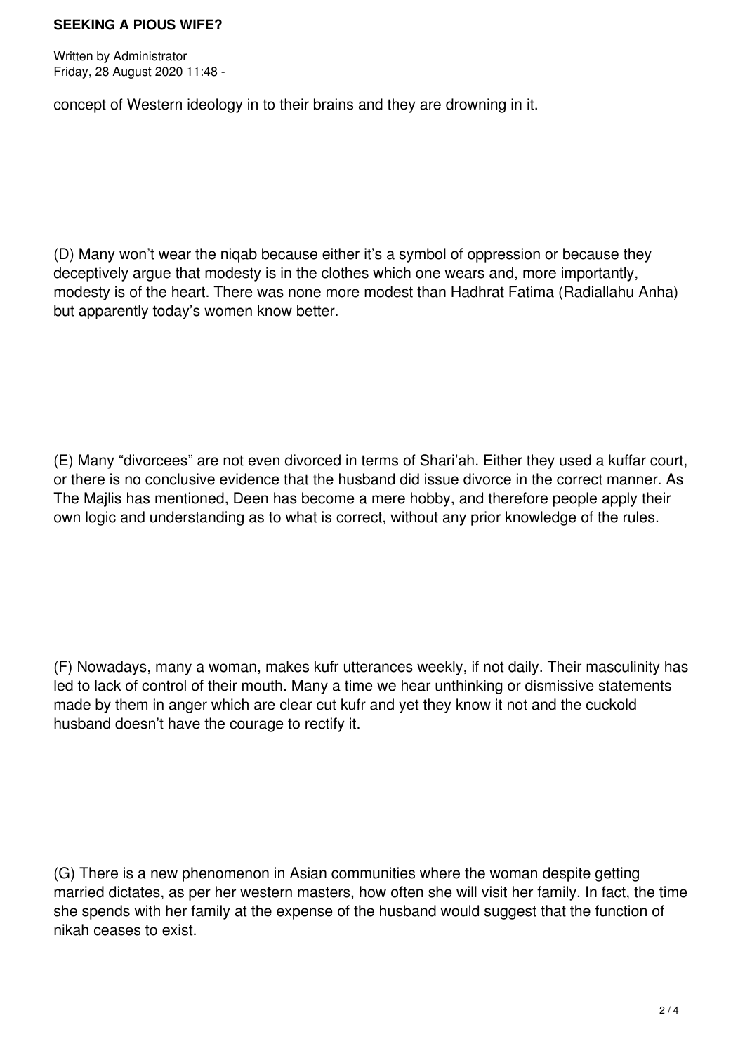concept of Western ideology in to their brains and they are drowning in it.

(D) Many won't wear the niqab because either it's a symbol of oppression or because they deceptively argue that modesty is in the clothes which one wears and, more importantly, modesty is of the heart. There was none more modest than Hadhrat Fatima (Radiallahu Anha) but apparently today's women know better.

(E) Many "divorcees" are not even divorced in terms of Shari'ah. Either they used a kuffar court, or there is no conclusive evidence that the husband did issue divorce in the correct manner. As The Majlis has mentioned, Deen has become a mere hobby, and therefore people apply their own logic and understanding as to what is correct, without any prior knowledge of the rules.

(F) Nowadays, many a woman, makes kufr utterances weekly, if not daily. Their masculinity has led to lack of control of their mouth. Many a time we hear unthinking or dismissive statements made by them in anger which are clear cut kufr and yet they know it not and the cuckold husband doesn't have the courage to rectify it.

(G) There is a new phenomenon in Asian communities where the woman despite getting married dictates, as per her western masters, how often she will visit her family. In fact, the time she spends with her family at the expense of the husband would suggest that the function of nikah ceases to exist.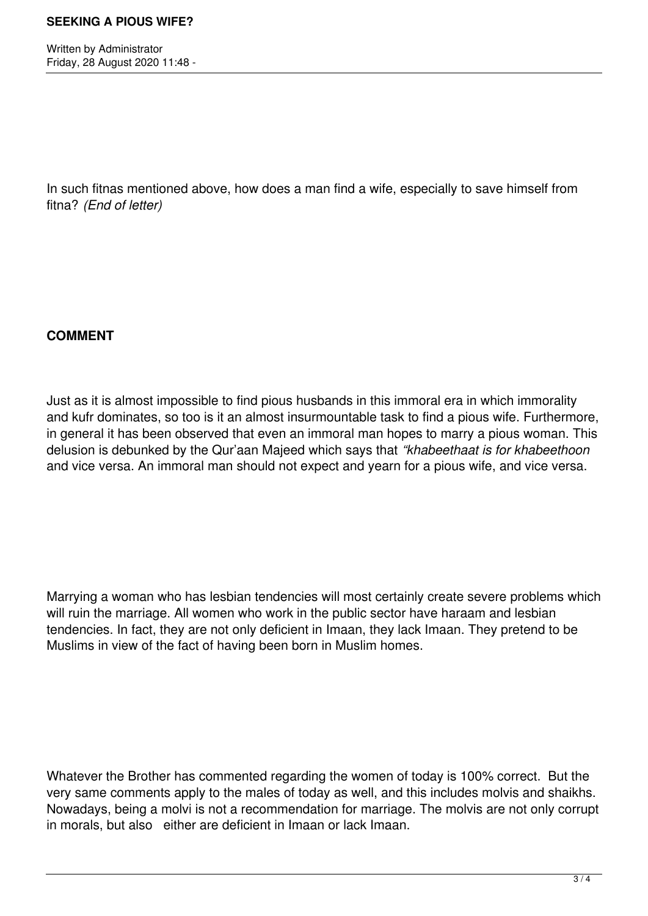In such fitnas mentioned above, how does a man find a wife, especially to save himself from fitna? *(End of letter)*

**COMMENT**

Just as it is almost impossible to find pious husbands in this immoral era in which immorality and kufr dominates, so too is it an almost insurmountable task to find a pious wife. Furthermore, in general it has been observed that even an immoral man hopes to marry a pious woman. This delusion is debunked by the Qur'aan Majeed which says that *"khabeethaat is for khabeethoon* and vice versa. An immoral man should not expect and yearn for a pious wife, and vice versa.

Marrying a woman who has lesbian tendencies will most certainly create severe problems which will ruin the marriage. All women who work in the public sector have haraam and lesbian tendencies. In fact, they are not only deficient in Imaan, they lack Imaan. They pretend to be Muslims in view of the fact of having been born in Muslim homes.

Whatever the Brother has commented regarding the women of today is 100% correct. But the very same comments apply to the males of today as well, and this includes molvis and shaikhs. Nowadays, being a molvi is not a recommendation for marriage. The molvis are not only corrupt in morals, but also either are deficient in Imaan or lack Imaan.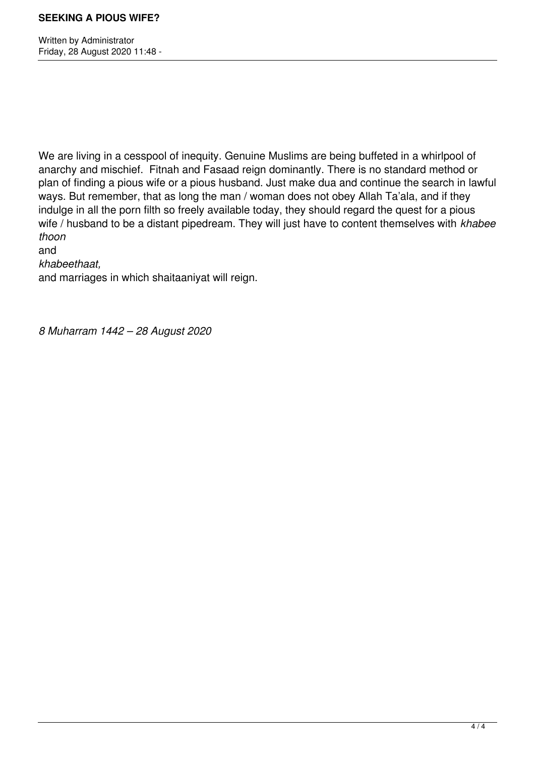We are living in a cesspool of inequity. Genuine Muslims are being buffeted in a whirlpool of anarchy and mischief. Fitnah and Fasaad reign dominantly. There is no standard method or plan of finding a pious wife or a pious husband. Just make dua and continue the search in lawful ways. But remember, that as long the man / woman does not obey Allah Ta'ala, and if they indulge in all the porn filth so freely available today, they should regard the quest for a pious wife / husband to be a distant pipedream. They will just have to content themselves with *khabee thoon* and *khabeethaat,* and marriages in which shaitaaniyat will reign.

*8 Muharram 1442 – 28 August 2020*